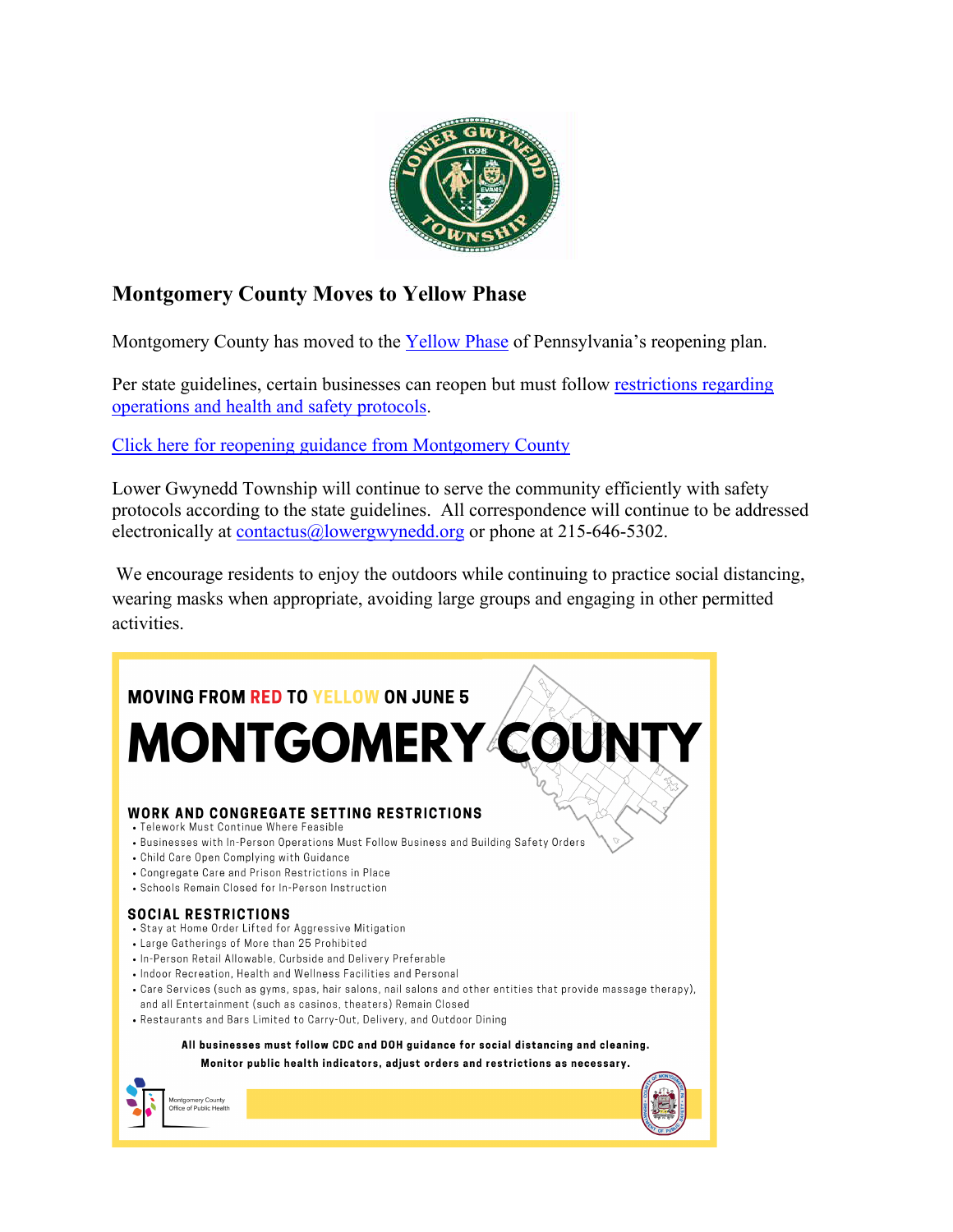## Montgomery County Moves to Yellow Phase

Montgomery County has moved to the [Yellow Phase]() of Pennsylvania's reopening plan.

Per state guidelines, certain businesses can reopen but must follow [restrictions regarding operations and health and safety protocols]().

[Click here for reopening guidance from Montgomery County]()

Lower Gwynedd Township will continue to serve the community efficiently with safety protocols according to the state guidelines. All correspondence will continue to be addressed electronically at contactus@lowergwynedd.org or phone at 215-646-5302.

We encourage residents to enjoy the outdoors while continuing to practice social distancing, wearing masks when appropriate, avoiding large groups and engaging in other permitted activities.

**MOVING FROM RED TO YELLOW ON JUNE 5**

# MONTGOMERY COUNTY

### WORK AND CONGREGATE SETTING RESTRICTIONS

- Telework Must Continue Where Feasible
- Businesses with In-Person Operations Must Follow Business and Building Safety Orders
- Child Care Open Complying with Guidance
- Congregate Care and Prison Restrictions in Place
- Schools Remain Closed for In-Person Instruction

### SOCIAL RESTRICTIONS

- Stay at Home Order Lifted for Aggressive Mitigation
- Large Gatherings of More than 25 Prohibited
- In-Person Retail Allowable, Curbside and Delivery Preferable
- Indoor Recreation, Health and Wellness Facilities and Personal Care Services (such as gyms, spas, hair salons, nail salons and other entities that provide massage therapy), and all Entertainment (such as casinos, theaters) Remain Closed
- Restaurants and Bars Limited to Carry-Out, Delivery, and Outdoor Dining

**All businesses must follow CDC and DOH guidance for social distancing and cleaning.**

**Monitor public health indicators, adjust orders and restrictions as necessary.**

Montgomery County Office of Public Health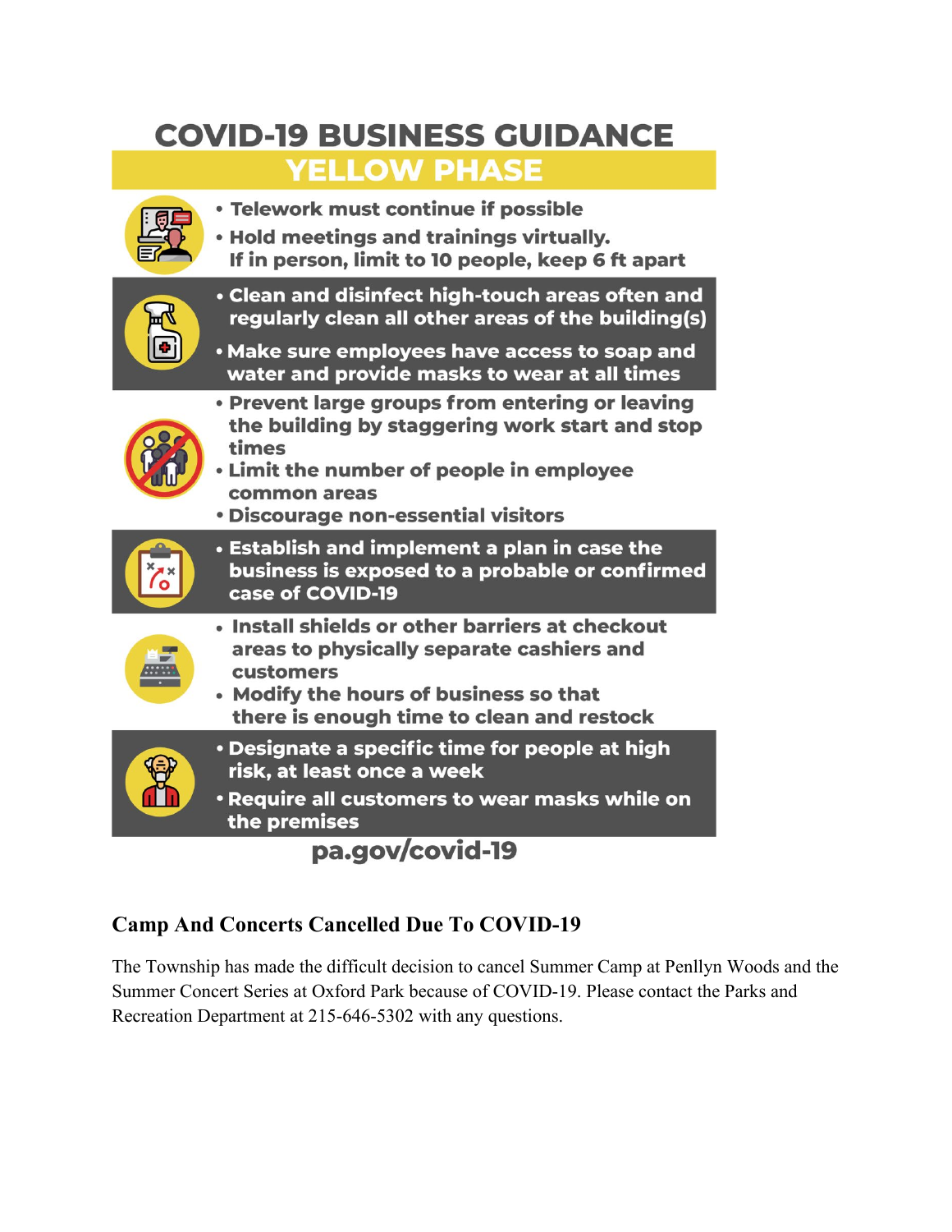# COVID-19 BUSINESS GUIDANCE

## YELLOW PHASE

- Telework must continue if possible
- Hold meetings and trainings virtually. If in person, limit to 10 people, keep 6 ft apart

- Clean and disinfect high-touch areas often and regularly clean all other areas of the building(s)
- Make sure employees have access to soap and water and provide masks to wear at all times

- Prevent large groups from entering or leaving the building by staggering work start and stop times
- Limit the number of people in employee common areas
- Discourage non-essential visitors

- Establish and implement a plan in case the business is exposed to a probable or confirmed case of COVID-19

- Install shields or other barriers at checkout areas to physically separate cashiers and customers
- Modify the hours of business so that there is enough time to clean and restock

- Designate a specific time for people at high risk, at least once a week
- Require all customers to wear masks while on the premises

pa.gov/covid-19

### Camp And Concerts Cancelled Due To COVID-19

The Township has made the difficult decision to cancel Summer Camp at Penllyn Woods and the Summer Concert Series at Oxford Park because of COVID-19. Please contact the Parks and Recreation Department at 215-646-5302 with any questions.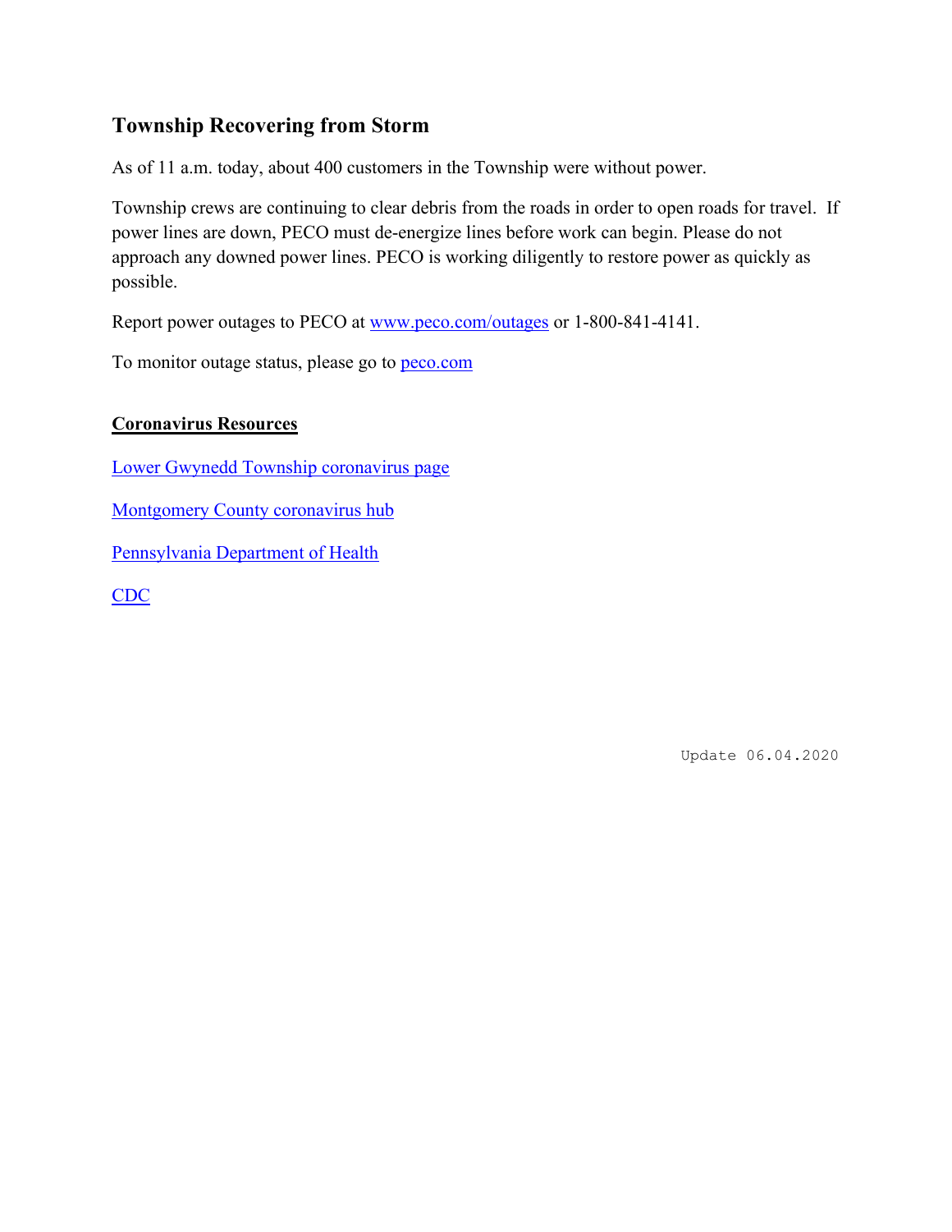## Township Recovering from Storm

As of 11 a.m. today, about 400 customers in the Township were without power.

Township crews are continuing to clear debris from the roads in order to open roads for travel. If power lines are down, PECO must de-energize lines before work can begin. Please do not approach any downed power lines. PECO is working diligently to restore power as quickly as possible.

Report power outages to PECO at www.peco.com/outages or 1-800-841-4141.

To monitor outage status, please go to peco.com

**Coronavirus Resources**

Lower Gwynedd Township coronavirus page

Montgomery County coronavirus hub

Pennsylvania Department of Health

CDC

Update 06.04.2020